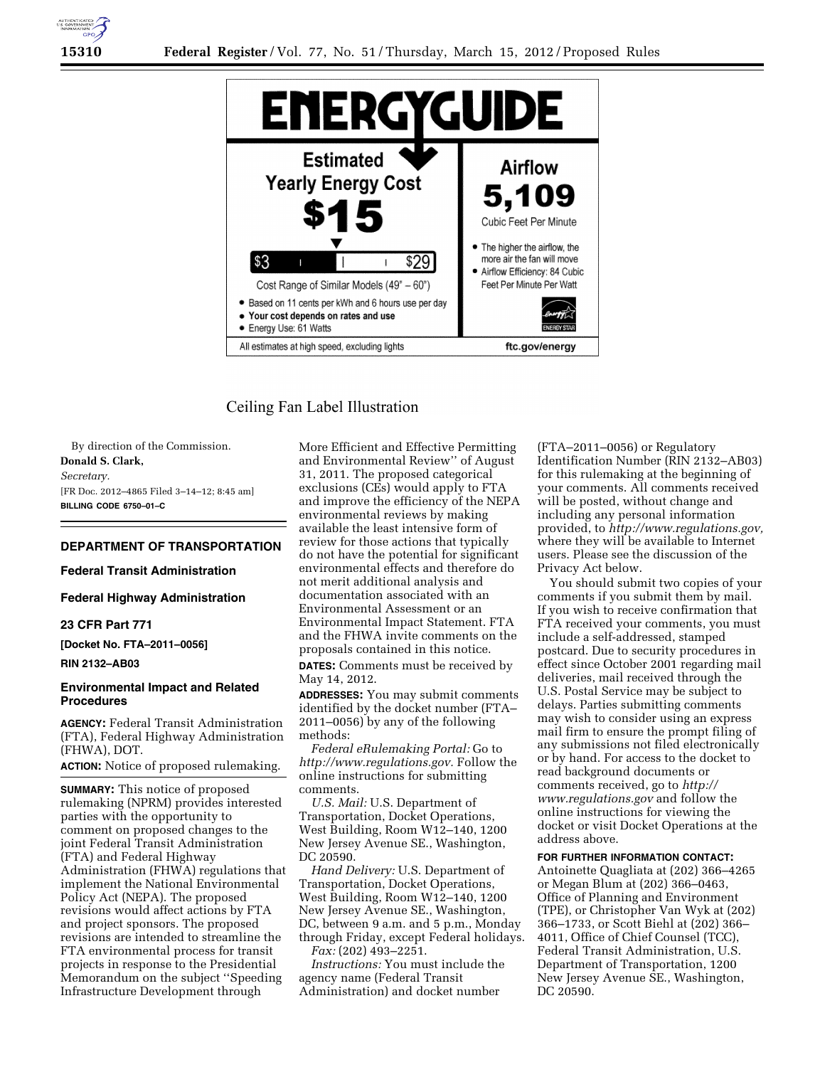ENERGYGUIDE

**Estimated Yearly Energy Cost**

**$15**

$3 — $29

Cost Range of Similar Models (49″ – 60″)

- Based on 11 cents per kWh and 6 hours use per day
- **Your cost depends on rates and use**
- Energy Use: 61 Watts

**Airflow**

**5,109**

Cubic Feet Per Minute

- The higher the airflow, the more air the fan will move
- Airflow Efficiency: 84 Cubic Feet Per Minute Per Watt

ENERGY STAR

All estimates at high speed, excluding lights

ftc.gov/energy

Ceiling Fan Label Illustration

By direction of the Commission.

**Donald S. Clark,**

*Secretary.*

[FR Doc. 2012–4865 Filed 3–14–12; 8:45 am]

**BILLING CODE 6750–01–C**

## DEPARTMENT OF TRANSPORTATION

### Federal Transit Administration

### Federal Highway Administration

### 23 CFR Part 771

**[Docket No. FTA–2011–0056]**

**RIN 2132–AB03**

### Environmental Impact and Related Procedures

**AGENCY:** Federal Transit Administration (FTA), Federal Highway Administration (FHWA), DOT.

**ACTION:** Notice of proposed rulemaking.

**SUMMARY:** This notice of proposed rulemaking (NPRM) provides interested parties with the opportunity to comment on proposed changes to the joint Federal Transit Administration (FTA) and Federal Highway Administration (FHWA) regulations that implement the National Environmental Policy Act (NEPA). The proposed revisions would affect actions by FTA and project sponsors. The proposed revisions are intended to streamline the FTA environmental process for transit projects in response to the Presidential Memorandum on the subject ''Speeding Infrastructure Development through More Efficient and Effective Permitting and Environmental Review'' of August 31, 2011. The proposed categorical exclusions (CEs) would apply to FTA and improve the efficiency of the NEPA environmental reviews by making available the least intensive form of review for those actions that typically do not have the potential for significant environmental effects and therefore do not merit additional analysis and documentation associated with an Environmental Assessment or an Environmental Impact Statement. FTA and the FHWA invite comments on the proposals contained in this notice.

**DATES:** Comments must be received by May 14, 2012.

**ADDRESSES:** You may submit comments identified by the docket number (FTA–2011–0056) by any of the following methods:

*Federal eRulemaking Portal:* Go to *http://www.regulations.gov.* Follow the online instructions for submitting comments.

*U.S. Mail:* U.S. Department of Transportation, Docket Operations, West Building, Room W12–140, 1200 New Jersey Avenue SE., Washington, DC 20590.

*Hand Delivery:* U.S. Department of Transportation, Docket Operations, West Building, Room W12–140, 1200 New Jersey Avenue SE., Washington, DC, between 9 a.m. and 5 p.m., Monday through Friday, except Federal holidays.

*Fax:* (202) 493–2251.

*Instructions:* You must include the agency name (Federal Transit Administration) and docket number (FTA–2011–0056) or Regulatory Identification Number (RIN 2132–AB03) for this rulemaking at the beginning of your comments. All comments received will be posted, without change and including any personal information provided, to *http://www.regulations.gov,* where they will be available to Internet users. Please see the discussion of the Privacy Act below.

You should submit two copies of your comments if you submit them by mail. If you wish to receive confirmation that FTA received your comments, you must include a self-addressed, stamped postcard. Due to security procedures in effect since October 2001 regarding mail deliveries, mail received through the U.S. Postal Service may be subject to delays. Parties submitting comments may wish to consider using an express mail firm to ensure the prompt filing of any submissions not filed electronically or by hand. For access to the docket to read background documents or comments received, go to *http://www.regulations.gov* and follow the online instructions for viewing the docket or visit Docket Operations at the address above.

**FOR FURTHER INFORMATION CONTACT:** Antoinette Quagliata at (202) 366–4265 or Megan Blum at (202) 366–0463, Office of Planning and Environment (TPE), or Christopher Van Wyk at (202) 366–1733, or Scott Biehl at (202) 366–4011, Office of Chief Counsel (TCC), Federal Transit Administration, U.S. Department of Transportation, 1200 New Jersey Avenue SE., Washington, DC 20590.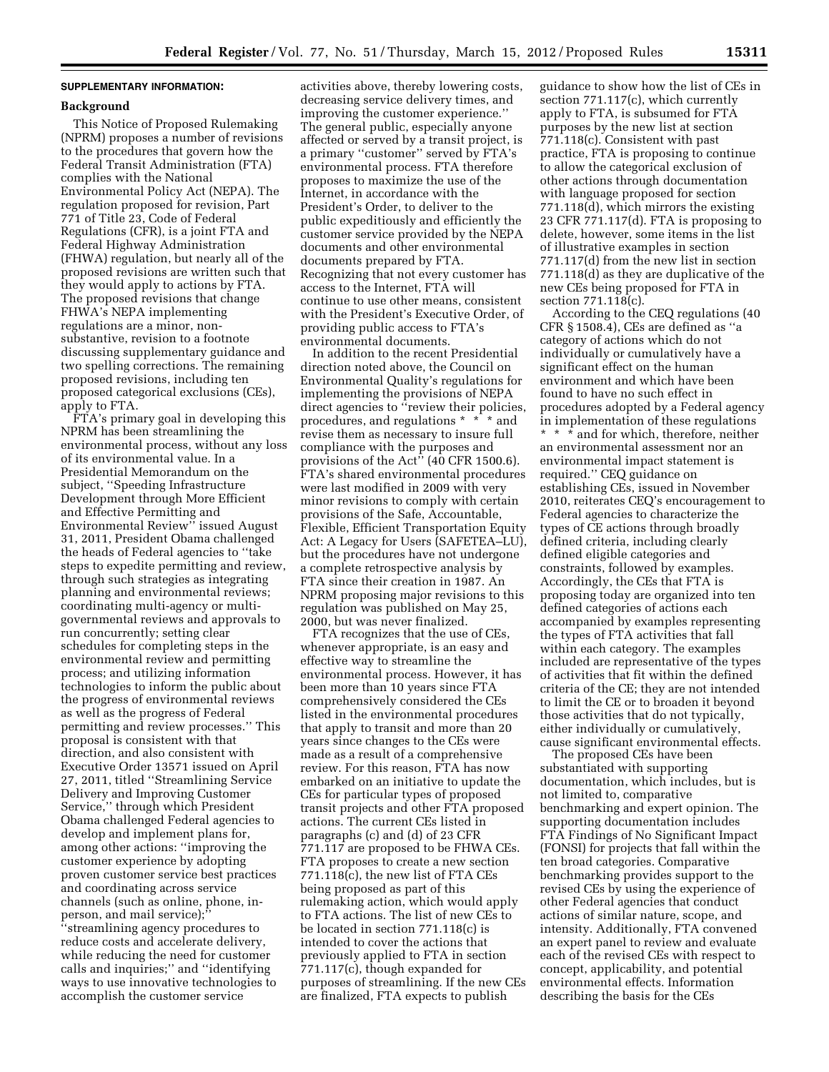**SUPPLEMENTARY INFORMATION:**

**Background**

This Notice of Proposed Rulemaking (NPRM) proposes a number of revisions to the procedures that govern how the Federal Transit Administration (FTA) complies with the National Environmental Policy Act (NEPA). The regulation proposed for revision, Part 771 of Title 23, Code of Federal Regulations (CFR), is a joint FTA and Federal Highway Administration (FHWA) regulation, but nearly all of the proposed revisions are written such that they would apply to actions by FTA. The proposed revisions that change FHWA's NEPA implementing regulations are a minor, non-substantive, revision to a footnote discussing supplementary guidance and two spelling corrections. The remaining proposed revisions, including ten proposed categorical exclusions (CEs), apply to FTA.

FTA's primary goal in developing this NPRM has been streamlining the environmental process, without any loss of its environmental value. In a Presidential Memorandum on the subject, ''Speeding Infrastructure Development through More Efficient and Effective Permitting and Environmental Review'' issued August 31, 2011, President Obama challenged the heads of Federal agencies to ''take steps to expedite permitting and review, through such strategies as integrating planning and environmental reviews; coordinating multi-agency or multi-governmental reviews and approvals to run concurrently; setting clear schedules for completing steps in the environmental review and permitting process; and utilizing information technologies to inform the public about the progress of environmental reviews as well as the progress of Federal permitting and review processes.'' This proposal is consistent with that direction, and also consistent with Executive Order 13571 issued on April 27, 2011, titled ''Streamlining Service Delivery and Improving Customer Service,'' through which President Obama challenged Federal agencies to develop and implement plans for, among other actions: ''improving the customer experience by adopting proven customer service best practices and coordinating across service channels (such as online, phone, in-person, and mail service);'' ''streamlining agency procedures to reduce costs and accelerate delivery, while reducing the need for customer calls and inquiries;'' and ''identifying ways to use innovative technologies to accomplish the customer service activities above, thereby lowering costs, decreasing service delivery times, and improving the customer experience.'' The general public, especially anyone affected or served by a transit project, is a primary ''customer'' served by FTA's environmental process. FTA therefore proposes to maximize the use of the Internet, in accordance with the President's Order, to deliver to the public expeditiously and efficiently the customer service provided by the NEPA documents and other environmental documents prepared by FTA. Recognizing that not every customer has access to the Internet, FTA will continue to use other means, consistent with the President's Executive Order, of providing public access to FTA's environmental documents.

In addition to the recent Presidential direction noted above, the Council on Environmental Quality's regulations for implementing the provisions of NEPA direct agencies to ''review their policies, procedures, and regulations * * * and revise them as necessary to insure full compliance with the purposes and provisions of the Act'' (40 CFR 1500.6). FTA's shared environmental procedures were last modified in 2009 with very minor revisions to comply with certain provisions of the Safe, Accountable, Flexible, Efficient Transportation Equity Act: A Legacy for Users (SAFETEA–LU), but the procedures have not undergone a complete retrospective analysis by FTA since their creation in 1987. An NPRM proposing major revisions to this regulation was published on May 25, 2000, but was never finalized.

FTA recognizes that the use of CEs, whenever appropriate, is an easy and effective way to streamline the environmental process. However, it has been more than 10 years since FTA comprehensively considered the CEs listed in the environmental procedures that apply to transit and more than 20 years since changes to the CEs were made as a result of a comprehensive review. For this reason, FTA has now embarked on an initiative to update the CEs for particular types of proposed transit projects and other FTA proposed actions. The current CEs listed in paragraphs (c) and (d) of 23 CFR 771.117 are proposed to be FHWA CEs. FTA proposes to create a new section 771.118(c), the new list of FTA CEs being proposed as part of this rulemaking action, which would apply to FTA actions. The list of new CEs to be located in section 771.118(c) is intended to cover the actions that previously applied to FTA in section 771.117(c), though expanded for purposes of streamlining. If the new CEs are finalized, FTA expects to publish guidance to show how the list of CEs in section 771.117(c), which currently apply to FTA, is subsumed for FTA purposes by the new list at section 771.118(c). Consistent with past practice, FTA is proposing to continue to allow the categorical exclusion of other actions through documentation with language proposed for section 771.118(d), which mirrors the existing 23 CFR 771.117(d). FTA is proposing to delete, however, some items in the list of illustrative examples in section 771.117(d) from the new list in section 771.118(d) as they are duplicative of the new CEs being proposed for FTA in section 771.118(c).

According to the CEQ regulations (40 CFR § 1508.4), CEs are defined as ''a category of actions which do not individually or cumulatively have a significant effect on the human environment and which have been found to have no such effect in procedures adopted by a Federal agency in implementation of these regulations * * * and for which, therefore, neither an environmental assessment nor an environmental impact statement is required.'' CEQ guidance on establishing CEs, issued in November 2010, reiterates CEQ's encouragement to Federal agencies to characterize the types of CE actions through broadly defined criteria, including clearly defined eligible categories and constraints, followed by examples. Accordingly, the CEs that FTA is proposing today are organized into ten defined categories of actions each accompanied by examples representing the types of FTA activities that fall within each category. The examples included are representative of the types of activities that fit within the defined criteria of the CE; they are not intended to limit the CE or to broaden it beyond those activities that do not typically, either individually or cumulatively, cause significant environmental effects.

The proposed CEs have been substantiated with supporting documentation, which includes, but is not limited to, comparative benchmarking and expert opinion. The supporting documentation includes FTA Findings of No Significant Impact (FONSI) for projects that fall within the ten broad categories. Comparative benchmarking provides support to the revised CEs by using the experience of other Federal agencies that conduct actions of similar nature, scope, and intensity. Additionally, FTA convened an expert panel to review and evaluate each of the revised CEs with respect to concept, applicability, and potential environmental effects. Information describing the basis for the CEs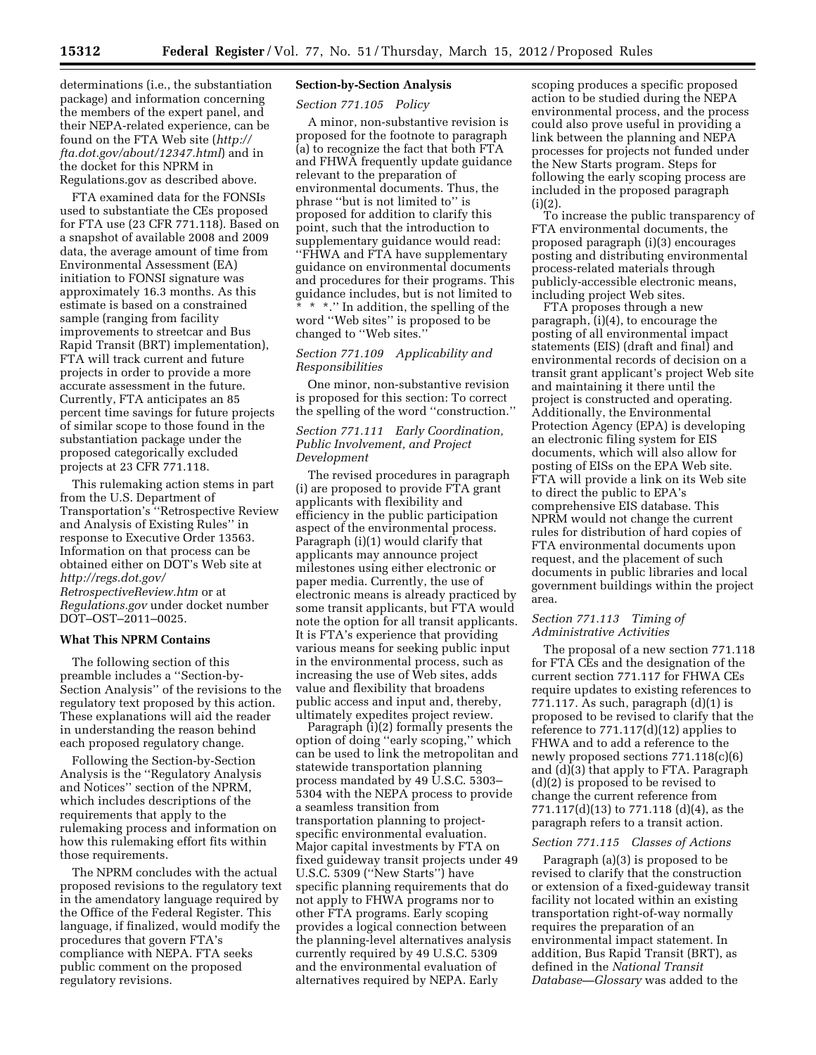determinations (i.e., the substantiation package) and information concerning the members of the expert panel, and their NEPA-related experience, can be found on the FTA Web site (*http://fta.dot.gov/about/12347.html*) and in the docket for this NPRM in Regulations.gov as described above.

FTA examined data for the FONSIs used to substantiate the CEs proposed for FTA use (23 CFR 771.118). Based on a snapshot of available 2008 and 2009 data, the average amount of time from Environmental Assessment (EA) initiation to FONSI signature was approximately 16.3 months. As this estimate is based on a constrained sample (ranging from facility improvements to streetcar and Bus Rapid Transit (BRT) implementation), FTA will track current and future projects in order to provide a more accurate assessment in the future. Currently, FTA anticipates an 85 percent time savings for future projects of similar scope to those found in the substantiation package under the proposed categorically excluded projects at 23 CFR 771.118.

This rulemaking action stems in part from the U.S. Department of Transportation's ''Retrospective Review and Analysis of Existing Rules'' in response to Executive Order 13563. Information on that process can be obtained either on DOT's Web site at *http://regs.dot.gov/RetrospectiveReview.htm* or at *Regulations.gov* under docket number DOT–OST–2011–0025.

**What This NPRM Contains**

The following section of this preamble includes a ''Section-by-Section Analysis'' of the revisions to the regulatory text proposed by this action. These explanations will aid the reader in understanding the reason behind each proposed regulatory change.

Following the Section-by-Section Analysis is the ''Regulatory Analysis and Notices'' section of the NPRM, which includes descriptions of the requirements that apply to the rulemaking process and information on how this rulemaking effort fits within those requirements.

The NPRM concludes with the actual proposed revisions to the regulatory text in the amendatory language required by the Office of the Federal Register. This language, if finalized, would modify the procedures that govern FTA's compliance with NEPA. FTA seeks public comment on the proposed regulatory revisions.

**Section-by-Section Analysis**

*Section 771.105 Policy*

A minor, non-substantive revision is proposed for the footnote to paragraph (a) to recognize the fact that both FTA and FHWA frequently update guidance relevant to the preparation of environmental documents. Thus, the phrase ''but is not limited to'' is proposed for addition to clarify this point, such that the introduction to supplementary guidance would read: ''FHWA and FTA have supplementary guidance on environmental documents and procedures for their programs. This guidance includes, but is not limited to * * *.'' In addition, the spelling of the word ''Web sites'' is proposed to be changed to ''Web sites.''

*Section 771.109 Applicability and Responsibilities*

One minor, non-substantive revision is proposed for this section: To correct the spelling of the word ''construction.''

*Section 771.111 Early Coordination, Public Involvement, and Project Development*

The revised procedures in paragraph (i) are proposed to provide FTA grant applicants with flexibility and efficiency in the public participation aspect of the environmental process. Paragraph (i)(1) would clarify that applicants may announce project milestones using either electronic or paper media. Currently, the use of electronic means is already practiced by some transit applicants, but FTA would note the option for all transit applicants. It is FTA's experience that providing various means for seeking public input in the environmental process, such as increasing the use of Web sites, adds value and flexibility that broadens public access and input and, thereby, ultimately expedites project review.

Paragraph (i)(2) formally presents the option of doing ''early scoping,'' which can be used to link the metropolitan and statewide transportation planning process mandated by 49 U.S.C. 5303–5304 with the NEPA process to provide a seamless transition from transportation planning to project-specific environmental evaluation. Major capital investments by FTA on fixed guideway transit projects under 49 U.S.C. 5309 (''New Starts'') have specific planning requirements that do not apply to FHWA programs nor to other FTA programs. Early scoping provides a logical connection between the planning-level alternatives analysis currently required by 49 U.S.C. 5309 and the environmental evaluation of alternatives required by NEPA. Early scoping produces a specific proposed action to be studied during the NEPA environmental process, and the process could also prove useful in providing a link between the planning and NEPA processes for projects not funded under the New Starts program. Steps for following the early scoping process are included in the proposed paragraph (i)(2).

To increase the public transparency of FTA environmental documents, the proposed paragraph (i)(3) encourages posting and distributing environmental process-related materials through publicly-accessible electronic means, including project Web sites.

FTA proposes through a new paragraph, (i)(4), to encourage the posting of all environmental impact statements (EIS) (draft and final) and environmental records of decision on a transit grant applicant's project Web site and maintaining it there until the project is constructed and operating. Additionally, the Environmental Protection Agency (EPA) is developing an electronic filing system for EIS documents, which will also allow for posting of EISs on the EPA Web site. FTA will provide a link on its Web site to direct the public to EPA's comprehensive EIS database. This NPRM would not change the current rules for distribution of hard copies of FTA environmental documents upon request, and the placement of such documents in public libraries and local government buildings within the project area.

*Section 771.113 Timing of Administrative Activities*

The proposal of a new section 771.118 for FTA CEs and the designation of the current section 771.117 for FHWA CEs require updates to existing references to 771.117. As such, paragraph (d)(1) is proposed to be revised to clarify that the reference to 771.117(d)(12) applies to FHWA and to add a reference to the newly proposed sections 771.118(c)(6) and (d)(3) that apply to FTA. Paragraph (d)(2) is proposed to be revised to change the current reference from 771.117(d)(13) to 771.118 (d)(4), as the paragraph refers to a transit action.

*Section 771.115 Classes of Actions*

Paragraph (a)(3) is proposed to be revised to clarify that the construction or extension of a fixed-guideway transit facility not located within an existing transportation right-of-way normally requires the preparation of an environmental impact statement. In addition, Bus Rapid Transit (BRT), as defined in the *National Transit Database—Glossary* was added to the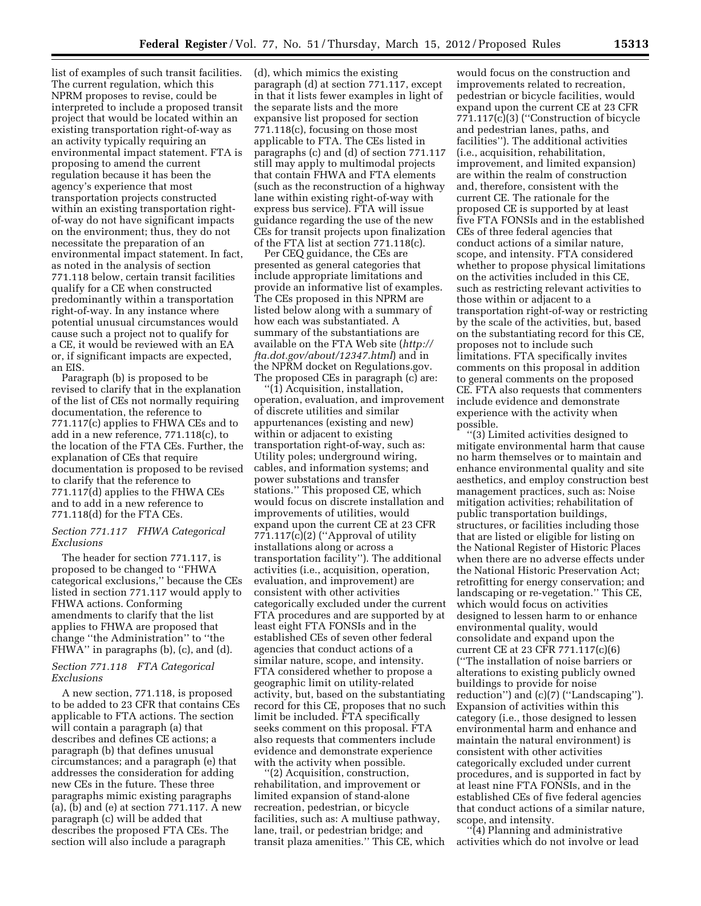list of examples of such transit facilities. The current regulation, which this NPRM proposes to revise, could be interpreted to include a proposed transit project that would be located within an existing transportation right-of-way as an activity typically requiring an environmental impact statement. FTA is proposing to amend the current regulation because it has been the agency's experience that most transportation projects constructed within an existing transportation right-of-way do not have significant impacts on the environment; thus, they do not necessitate the preparation of an environmental impact statement. In fact, as noted in the analysis of section 771.118 below, certain transit facilities qualify for a CE when constructed predominantly within a transportation right-of-way. In any instance where potential unusual circumstances would cause such a project not to qualify for a CE, it would be reviewed with an EA or, if significant impacts are expected, an EIS.

Paragraph (b) is proposed to be revised to clarify that in the explanation of the list of CEs not normally requiring documentation, the reference to 771.117(c) applies to FHWA CEs and to add in a new reference, 771.118(c), to the location of the FTA CEs. Further, the explanation of CEs that require documentation is proposed to be revised to clarify that the reference to 771.117(d) applies to the FHWA CEs and to add in a new reference to 771.118(d) for the FTA CEs.

*Section 771.117 FHWA Categorical Exclusions*

The header for section 771.117, is proposed to be changed to "FHWA categorical exclusions," because the CEs listed in section 771.117 would apply to FHWA actions. Conforming amendments to clarify that the list applies to FHWA are proposed that change "the Administration" to "the FHWA" in paragraphs (b), (c), and (d).

*Section 771.118 FTA Categorical Exclusions*

A new section, 771.118, is proposed to be added to 23 CFR that contains CEs applicable to FTA actions. The section will contain a paragraph (a) that describes and defines CE actions; a paragraph (b) that defines unusual circumstances; and a paragraph (e) that addresses the consideration for adding new CEs in the future. These three paragraphs mimic existing paragraphs (a), (b) and (e) at section 771.117. A new paragraph (c) will be added that describes the proposed FTA CEs. The section will also include a paragraph (d), which mimics the existing paragraph (d) at section 771.117, except in that it lists fewer examples in light of the separate lists and the more expansive list proposed for section 771.118(c), focusing on those most applicable to FTA. The CEs listed in paragraphs (c) and (d) of section 771.117 still may apply to multimodal projects that contain FHWA and FTA elements (such as the reconstruction of a highway lane within existing right-of-way with express bus service). FTA will issue guidance regarding the use of the new CEs for transit projects upon finalization of the FTA list at section 771.118(c).

Per CEQ guidance, the CEs are presented as general categories that include appropriate limitations and provide an informative list of examples. The CEs proposed in this NPRM are listed below along with a summary of how each was substantiated. A summary of the substantiations are available on the FTA Web site (*http://fta.dot.gov/about/12347.html*) and in the NPRM docket on Regulations.gov. The proposed CEs in paragraph (c) are:

"(1) Acquisition, installation, operation, evaluation, and improvement of discrete utilities and similar appurtenances (existing and new) within or adjacent to existing transportation right-of-way, such as: Utility poles; underground wiring, cables, and information systems; and power substations and transfer stations." This proposed CE, which would focus on discrete installation and improvements of utilities, would expand upon the current CE at 23 CFR 771.117(c)(2) ("Approval of utility installations along or across a transportation facility"). The additional activities (i.e., acquisition, operation, evaluation, and improvement) are consistent with other activities categorically excluded under the current FTA procedures and are supported by at least eight FTA FONSIs and in the established CEs of seven other federal agencies that conduct actions of a similar nature, scope, and intensity. FTA considered whether to propose a geographic limit on utility-related activity, but, based on the substantiating record for this CE, proposes that no such limit be included. FTA specifically seeks comment on this proposal. FTA also requests that commenters include evidence and demonstrate experience with the activity when possible.

"(2) Acquisition, construction, rehabilitation, and improvement or limited expansion of stand-alone recreation, pedestrian, or bicycle facilities, such as: A multiuse pathway, lane, trail, or pedestrian bridge; and transit plaza amenities." This CE, which would focus on the construction and improvements related to recreation, pedestrian or bicycle facilities, would expand upon the current CE at 23 CFR 771.117(c)(3) ("Construction of bicycle and pedestrian lanes, paths, and facilities"). The additional activities (i.e., acquisition, rehabilitation, improvement, and limited expansion) are within the realm of construction and, therefore, consistent with the current CE. The rationale for the proposed CE is supported by at least five FTA FONSIs and in the established CEs of three federal agencies that conduct actions of a similar nature, scope, and intensity. FTA considered whether to propose physical limitations on the activities included in this CE, such as restricting relevant activities to those within or adjacent to a transportation right-of-way or restricting by the scale of the activities, but, based on the substantiating record for this CE, proposes not to include such limitations. FTA specifically invites comments on this proposal in addition to general comments on the proposed CE. FTA also requests that commenters include evidence and demonstrate experience with the activity when possible.

"(3) Limited activities designed to mitigate environmental harm that cause no harm themselves or to maintain and enhance environmental quality and site aesthetics, and employ construction best management practices, such as: Noise mitigation activities; rehabilitation of public transportation buildings, structures, or facilities including those that are listed or eligible for listing on the National Register of Historic Places when there are no adverse effects under the National Historic Preservation Act; retrofitting for energy conservation; and landscaping or re-vegetation." This CE, which would focus on activities designed to lessen harm to or enhance environmental quality, would consolidate and expand upon the current CE at 23 CFR 771.117(c)(6) ("The installation of noise barriers or alterations to existing publicly owned buildings to provide for noise reduction") and (c)(7) ("Landscaping"). Expansion of activities within this category (i.e., those designed to lessen environmental harm and enhance and maintain the natural environment) is consistent with other activities categorically excluded under current procedures, and is supported in fact by at least nine FTA FONSIs, and in the established CEs of five federal agencies that conduct actions of a similar nature, scope, and intensity.

"(4) Planning and administrative activities which do not involve or lead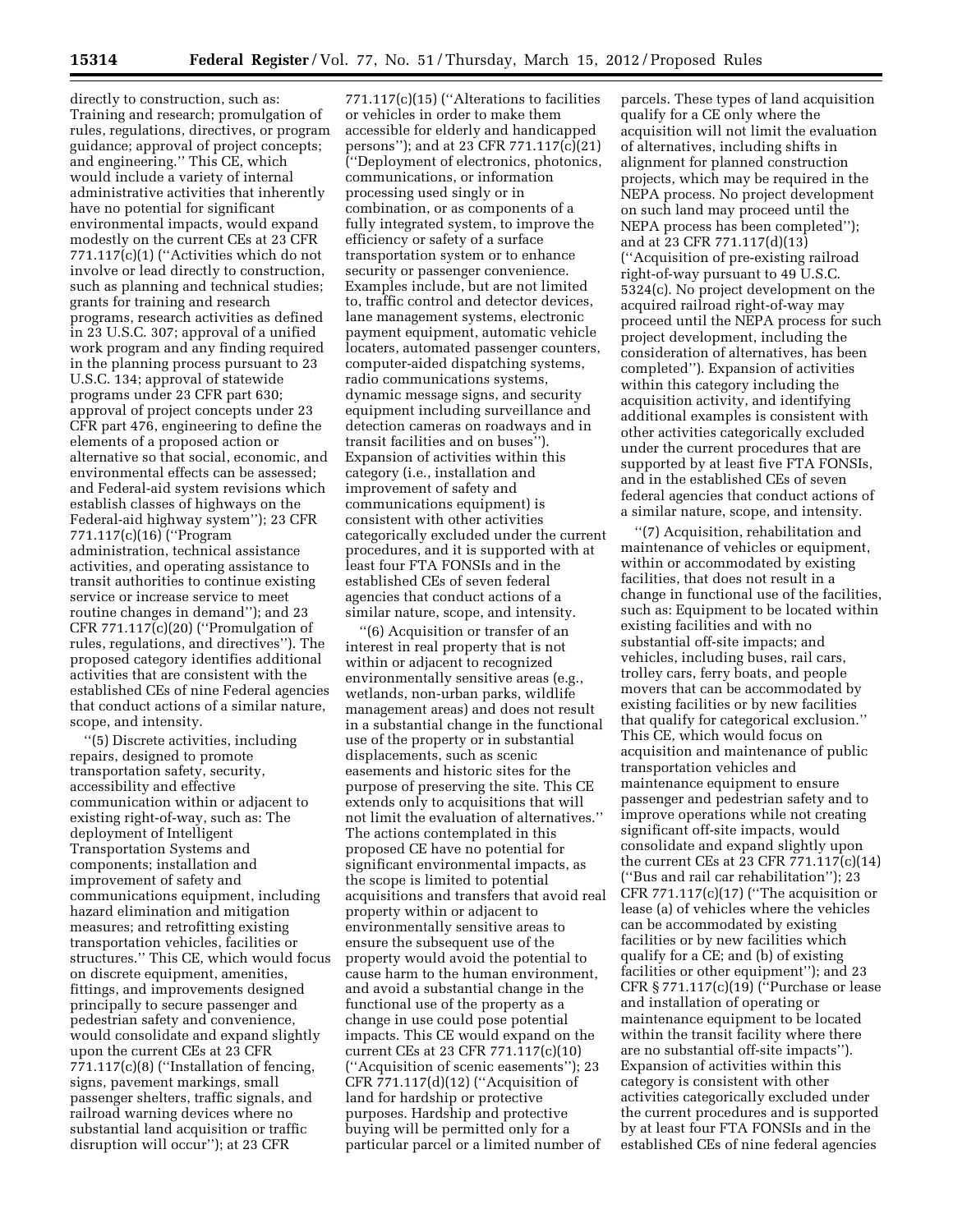directly to construction, such as: Training and research; promulgation of rules, regulations, directives, or program guidance; approval of project concepts; and engineering.'' This CE, which would include a variety of internal administrative activities that inherently have no potential for significant environmental impacts, would expand modestly on the current CEs at 23 CFR 771.117(c)(1) (''Activities which do not involve or lead directly to construction, such as planning and technical studies; grants for training and research programs, research activities as defined in 23 U.S.C. 307; approval of a unified work program and any finding required in the planning process pursuant to 23 U.S.C. 134; approval of statewide programs under 23 CFR part 630; approval of project concepts under 23 CFR part 476, engineering to define the elements of a proposed action or alternative so that social, economic, and environmental effects can be assessed; and Federal-aid system revisions which establish classes of highways on the Federal-aid highway system''); 23 CFR 771.117(c)(16) (''Program administration, technical assistance activities, and operating assistance to transit authorities to continue existing service or increase service to meet routine changes in demand''); and 23 CFR 771.117(c)(20) (''Promulgation of rules, regulations, and directives''). The proposed category identifies additional activities that are consistent with the established CEs of nine Federal agencies that conduct actions of a similar nature, scope, and intensity.

''(5) Discrete activities, including repairs, designed to promote transportation safety, security, accessibility and effective communication within or adjacent to existing right-of-way, such as: The deployment of Intelligent Transportation Systems and components; installation and improvement of safety and communications equipment, including hazard elimination and mitigation measures; and retrofitting existing transportation vehicles, facilities or structures.'' This CE, which would focus on discrete equipment, amenities, fittings, and improvements designed principally to secure passenger and pedestrian safety and convenience, would consolidate and expand slightly upon the current CEs at 23 CFR 771.117(c)(8) (''Installation of fencing, signs, pavement markings, small passenger shelters, traffic signals, and railroad warning devices where no substantial land acquisition or traffic disruption will occur''); at 23 CFR 771.117(c)(15) (''Alterations to facilities or vehicles in order to make them accessible for elderly and handicapped persons''); and at 23 CFR 771.117(c)(21) (''Deployment of electronics, photonics, communications, or information processing used singly or in combination, or as components of a fully integrated system, to improve the efficiency or safety of a surface transportation system or to enhance security or passenger convenience. Examples include, but are not limited to, traffic control and detector devices, lane management systems, electronic payment equipment, automatic vehicle locaters, automated passenger counters, computer-aided dispatching systems, radio communications systems, dynamic message signs, and security equipment including surveillance and detection cameras on roadways and in transit facilities and on buses''). Expansion of activities within this category (i.e., installation and improvement of safety and communications equipment) is consistent with other activities categorically excluded under the current procedures, and it is supported with at least four FTA FONSIs and in the established CEs of seven federal agencies that conduct actions of a similar nature, scope, and intensity.

''(6) Acquisition or transfer of an interest in real property that is not within or adjacent to recognized environmentally sensitive areas (e.g., wetlands, non-urban parks, wildlife management areas) and does not result in a substantial change in the functional use of the property or in substantial displacements, such as scenic easements and historic sites for the purpose of preserving the site. This CE extends only to acquisitions that will not limit the evaluation of alternatives.'' The actions contemplated in this proposed CE have no potential for significant environmental impacts, as the scope is limited to potential acquisitions and transfers that avoid real property within or adjacent to environmentally sensitive areas to ensure the subsequent use of the property would avoid the potential to cause harm to the human environment, and avoid a substantial change in the functional use of the property as a change in use could pose potential impacts. This CE would expand on the current CEs at 23 CFR 771.117(c)(10) (''Acquisition of scenic easements''); 23 CFR 771.117(d)(12) (''Acquisition of land for hardship or protective purposes. Hardship and protective buying will be permitted only for a particular parcel or a limited number of parcels. These types of land acquisition qualify for a CE only where the acquisition will not limit the evaluation of alternatives, including shifts in alignment for planned construction projects, which may be required in the NEPA process. No project development on such land may proceed until the NEPA process has been completed''); and at 23 CFR 771.117(d)(13) (''Acquisition of pre-existing railroad right-of-way pursuant to 49 U.S.C. 5324(c). No project development on the acquired railroad right-of-way may proceed until the NEPA process for such project development, including the consideration of alternatives, has been completed''). Expansion of activities within this category including the acquisition activity, and identifying additional examples is consistent with other activities categorically excluded under the current procedures that are supported by at least five FTA FONSIs, and in the established CEs of seven federal agencies that conduct actions of a similar nature, scope, and intensity.

''(7) Acquisition, rehabilitation and maintenance of vehicles or equipment, within or accommodated by existing facilities, that does not result in a change in functional use of the facilities, such as: Equipment to be located within existing facilities and with no substantial off-site impacts; and vehicles, including buses, rail cars, trolley cars, ferry boats, and people movers that can be accommodated by existing facilities or by new facilities that qualify for categorical exclusion.'' This CE, which would focus on acquisition and maintenance of public transportation vehicles and maintenance equipment to ensure passenger and pedestrian safety and to improve operations while not creating significant off-site impacts, would consolidate and expand slightly upon the current CEs at 23 CFR 771.117(c)(14) (''Bus and rail car rehabilitation''); 23 CFR 771.117(c)(17) (''The acquisition or lease (a) of vehicles where the vehicles can be accommodated by existing facilities or by new facilities which qualify for a CE; and (b) of existing facilities or other equipment''); and 23 CFR § 771.117(c)(19) (''Purchase or lease and installation of operating or maintenance equipment to be located within the transit facility where there are no substantial off-site impacts''). Expansion of activities within this category is consistent with other activities categorically excluded under the current procedures and is supported by at least four FTA FONSIs and in the established CEs of nine federal agencies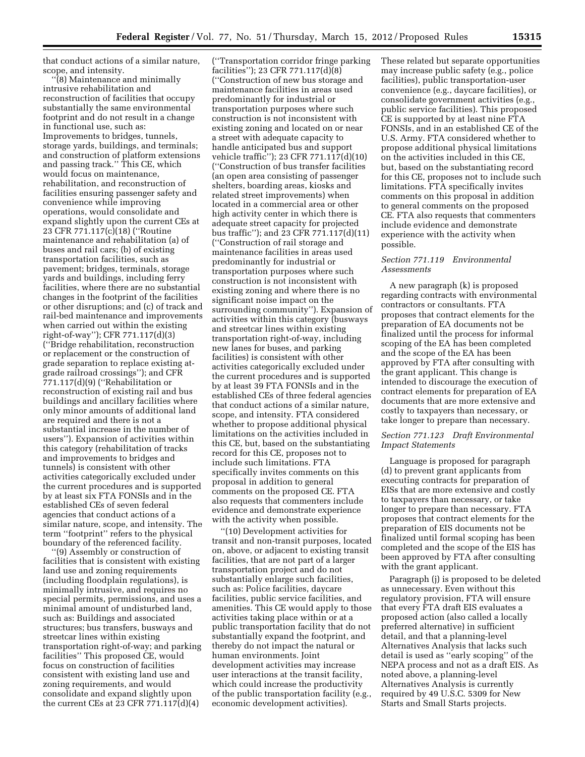that conduct actions of a similar nature, scope, and intensity.

"(8) Maintenance and minimally intrusive rehabilitation and reconstruction of facilities that occupy substantially the same environmental footprint and do not result in a change in functional use, such as: Improvements to bridges, tunnels, storage yards, buildings, and terminals; and construction of platform extensions and passing track." This CE, which would focus on maintenance, rehabilitation, and reconstruction of facilities ensuring passenger safety and convenience while improving operations, would consolidate and expand slightly upon the current CEs at 23 CFR 771.117(c)(18) ("Routine maintenance and rehabilitation (a) of buses and rail cars; (b) of existing transportation facilities, such as pavement; bridges, terminals, storage yards and buildings, including ferry facilities, where there are no substantial changes in the footprint of the facilities or other disruptions; and (c) of track and rail-bed maintenance and improvements when carried out within the existing right-of-way"); CFR 771.117(d)(3) ("Bridge rehabilitation, reconstruction or replacement or the construction of grade separation to replace existing at-grade railroad crossings"); and CFR 771.117(d)(9) ("Rehabilitation or reconstruction of existing rail and bus buildings and ancillary facilities where only minor amounts of additional land are required and there is not a substantial increase in the number of users"). Expansion of activities within this category (rehabilitation of tracks and improvements to bridges and tunnels) is consistent with other activities categorically excluded under the current procedures and is supported by at least six FTA FONSIs and in the established CEs of seven federal agencies that conduct actions of a similar nature, scope, and intensity. The term "footprint" refers to the physical boundary of the referenced facility.

"(9) Assembly or construction of facilities that is consistent with existing land use and zoning requirements (including floodplain regulations), is minimally intrusive, and requires no special permits, permissions, and uses a minimal amount of undisturbed land, such as: Buildings and associated structures; bus transfers, busways and streetcar lines within existing transportation right-of-way; and parking facilities" This proposed CE, would focus on construction of facilities consistent with existing land use and zoning requirements, and would consolidate and expand slightly upon the current CEs at 23 CFR 771.117(d)(4) ("Transportation corridor fringe parking facilities"); 23 CFR 771.117(d)(8) ("Construction of new bus storage and maintenance facilities in areas used predominantly for industrial or transportation purposes where such construction is not inconsistent with existing zoning and located on or near a street with adequate capacity to handle anticipated bus and support vehicle traffic"); 23 CFR 771.117(d)(10) ("Construction of bus transfer facilities (an open area consisting of passenger shelters, boarding areas, kiosks and related street improvements) when located in a commercial area or other high activity center in which there is adequate street capacity for projected bus traffic"); and 23 CFR 771.117(d)(11) ("Construction of rail storage and maintenance facilities in areas used predominantly for industrial or transportation purposes where such construction is not inconsistent with existing zoning and where there is no significant noise impact on the surrounding community"). Expansion of activities within this category (busways and streetcar lines within existing transportation right-of-way, including new lanes for buses, and parking facilities) is consistent with other activities categorically excluded under the current procedures and is supported by at least 39 FTA FONSIs and in the established CEs of three federal agencies that conduct actions of a similar nature, scope, and intensity. FTA considered whether to propose additional physical limitations on the activities included in this CE, but, based on the substantiating record for this CE, proposes not to include such limitations. FTA specifically invites comments on this proposal in addition to general comments on the proposed CE. FTA also requests that commenters include evidence and demonstrate experience with the activity when possible.

"(10) Development activities for transit and non-transit purposes, located on, above, or adjacent to existing transit facilities, that are not part of a larger transportation project and do not substantially enlarge such facilities, such as: Police facilities, daycare facilities, public service facilities, and amenities. This CE would apply to those activities taking place within or at a public transportation facility that do not substantially expand the footprint, and thereby do not impact the natural or human environments. Joint development activities may increase user interactions at the transit facility, which could increase the productivity of the public transportation facility (e.g., economic development activities). These related but separate opportunities may increase public safety (e.g., police facilities), public transportation-user convenience (e.g., daycare facilities), or consolidate government activities (e.g., public service facilities). This proposed CE is supported by at least nine FTA FONSIs, and in an established CE of the U.S. Army. FTA considered whether to propose additional physical limitations on the activities included in this CE, but, based on the substantiating record for this CE, proposes not to include such limitations. FTA specifically invites comments on this proposal in addition to general comments on the proposed CE. FTA also requests that commenters include evidence and demonstrate experience with the activity when possible.

### *Section 771.119 Environmental Assessments*

A new paragraph (k) is proposed regarding contracts with environmental contractors or consultants. FTA proposes that contract elements for the preparation of EA documents not be finalized until the process for informal scoping of the EA has been completed and the scope of the EA has been approved by FTA after consulting with the grant applicant. This change is intended to discourage the execution of contract elements for preparation of EA documents that are more extensive and costly to taxpayers than necessary, or take longer to prepare than necessary.

### *Section 771.123 Draft Environmental Impact Statements*

Language is proposed for paragraph (d) to prevent grant applicants from executing contracts for preparation of EISs that are more extensive and costly to taxpayers than necessary, or take longer to prepare than necessary. FTA proposes that contract elements for the preparation of EIS documents not be finalized until formal scoping has been completed and the scope of the EIS has been approved by FTA after consulting with the grant applicant.

Paragraph (j) is proposed to be deleted as unnecessary. Even without this regulatory provision, FTA will ensure that every FTA draft EIS evaluates a proposed action (also called a locally preferred alternative) in sufficient detail, and that a planning-level Alternatives Analysis that lacks such detail is used as "early scoping" of the NEPA process and not as a draft EIS. As noted above, a planning-level Alternatives Analysis is currently required by 49 U.S.C. 5309 for New Starts and Small Starts projects.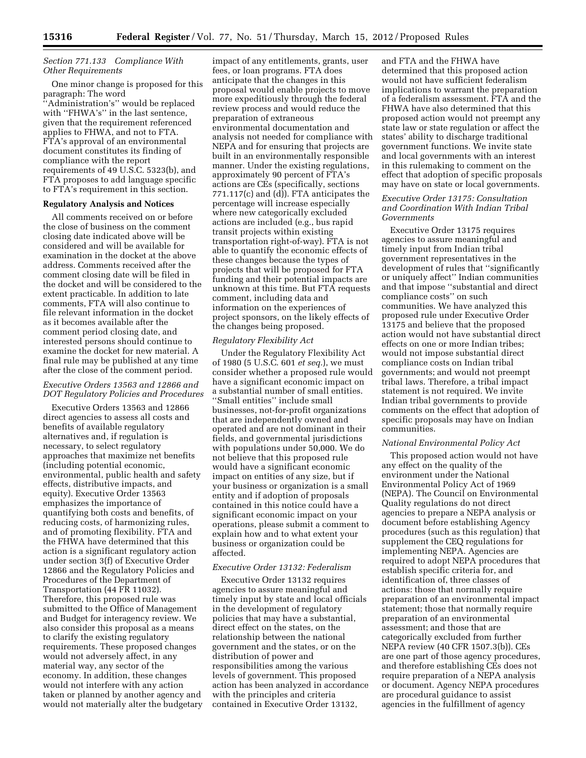*Section 771.133 Compliance With Other Requirements*

One minor change is proposed for this paragraph: The word ''Administration's'' would be replaced with ''FHWA's'' in the last sentence, given that the requirement referenced applies to FHWA, and not to FTA. FTA's approval of an environmental document constitutes its finding of compliance with the report requirements of 49 U.S.C. 5323(b), and FTA proposes to add language specific to FTA's requirement in this section.

**Regulatory Analysis and Notices**

All comments received on or before the close of business on the comment closing date indicated above will be considered and will be available for examination in the docket at the above address. Comments received after the comment closing date will be filed in the docket and will be considered to the extent practicable. In addition to late comments, FTA will also continue to file relevant information in the docket as it becomes available after the comment period closing date, and interested persons should continue to examine the docket for new material. A final rule may be published at any time after the close of the comment period.

*Executive Orders 13563 and 12866 and DOT Regulatory Policies and Procedures*

Executive Orders 13563 and 12866 direct agencies to assess all costs and benefits of available regulatory alternatives and, if regulation is necessary, to select regulatory approaches that maximize net benefits (including potential economic, environmental, public health and safety effects, distributive impacts, and equity). Executive Order 13563 emphasizes the importance of quantifying both costs and benefits, of reducing costs, of harmonizing rules, and of promoting flexibility. FTA and the FHWA have determined that this action is a significant regulatory action under section 3(f) of Executive Order 12866 and the Regulatory Policies and Procedures of the Department of Transportation (44 FR 11032). Therefore, this proposed rule was submitted to the Office of Management and Budget for interagency review. We also consider this proposal as a means to clarify the existing regulatory requirements. These proposed changes would not adversely affect, in any material way, any sector of the economy. In addition, these changes would not interfere with any action taken or planned by another agency and would not materially alter the budgetary impact of any entitlements, grants, user fees, or loan programs. FTA does anticipate that the changes in this proposal would enable projects to move more expeditiously through the federal review process and would reduce the preparation of extraneous environmental documentation and analysis not needed for compliance with NEPA and for ensuring that projects are built in an environmentally responsible manner. Under the existing regulations, approximately 90 percent of FTA's actions are CEs (specifically, sections 771.117(c) and (d)). FTA anticipates the percentage will increase especially where new categorically excluded actions are included (e.g., bus rapid transit projects within existing transportation right-of-way). FTA is not able to quantify the economic effects of these changes because the types of projects that will be proposed for FTA funding and their potential impacts are unknown at this time. But FTA requests comment, including data and information on the experiences of project sponsors, on the likely effects of the changes being proposed.

*Regulatory Flexibility Act*

Under the Regulatory Flexibility Act of 1980 (5 U.S.C. 601 *et seq.*), we must consider whether a proposed rule would have a significant economic impact on a substantial number of small entities. ''Small entities'' include small businesses, not-for-profit organizations that are independently owned and operated and are not dominant in their fields, and governmental jurisdictions with populations under 50,000. We do not believe that this proposed rule would have a significant economic impact on entities of any size, but if your business or organization is a small entity and if adoption of proposals contained in this notice could have a significant economic impact on your operations, please submit a comment to explain how and to what extent your business or organization could be affected.

*Executive Order 13132: Federalism*

Executive Order 13132 requires agencies to assure meaningful and timely input by state and local officials in the development of regulatory policies that may have a substantial, direct effect on the states, on the relationship between the national government and the states, or on the distribution of power and responsibilities among the various levels of government. This proposed action has been analyzed in accordance with the principles and criteria contained in Executive Order 13132, and FTA and the FHWA have determined that this proposed action would not have sufficient federalism implications to warrant the preparation of a federalism assessment. FTA and the FHWA have also determined that this proposed action would not preempt any state law or state regulation or affect the states' ability to discharge traditional government functions. We invite state and local governments with an interest in this rulemaking to comment on the effect that adoption of specific proposals may have on state or local governments.

*Executive Order 13175: Consultation and Coordination With Indian Tribal Governments*

Executive Order 13175 requires agencies to assure meaningful and timely input from Indian tribal government representatives in the development of rules that ''significantly or uniquely affect'' Indian communities and that impose ''substantial and direct compliance costs'' on such communities. We have analyzed this proposed rule under Executive Order 13175 and believe that the proposed action would not have substantial direct effects on one or more Indian tribes; would not impose substantial direct compliance costs on Indian tribal governments; and would not preempt tribal laws. Therefore, a tribal impact statement is not required. We invite Indian tribal governments to provide comments on the effect that adoption of specific proposals may have on Indian communities.

*National Environmental Policy Act*

This proposed action would not have any effect on the quality of the environment under the National Environmental Policy Act of 1969 (NEPA). The Council on Environmental Quality regulations do not direct agencies to prepare a NEPA analysis or document before establishing Agency procedures (such as this regulation) that supplement the CEQ regulations for implementing NEPA. Agencies are required to adopt NEPA procedures that establish specific criteria for, and identification of, three classes of actions: those that normally require preparation of an environmental impact statement; those that normally require preparation of an environmental assessment; and those that are categorically excluded from further NEPA review (40 CFR 1507.3(b)). CEs are one part of those agency procedures, and therefore establishing CEs does not require preparation of a NEPA analysis or document. Agency NEPA procedures are procedural guidance to assist agencies in the fulfillment of agency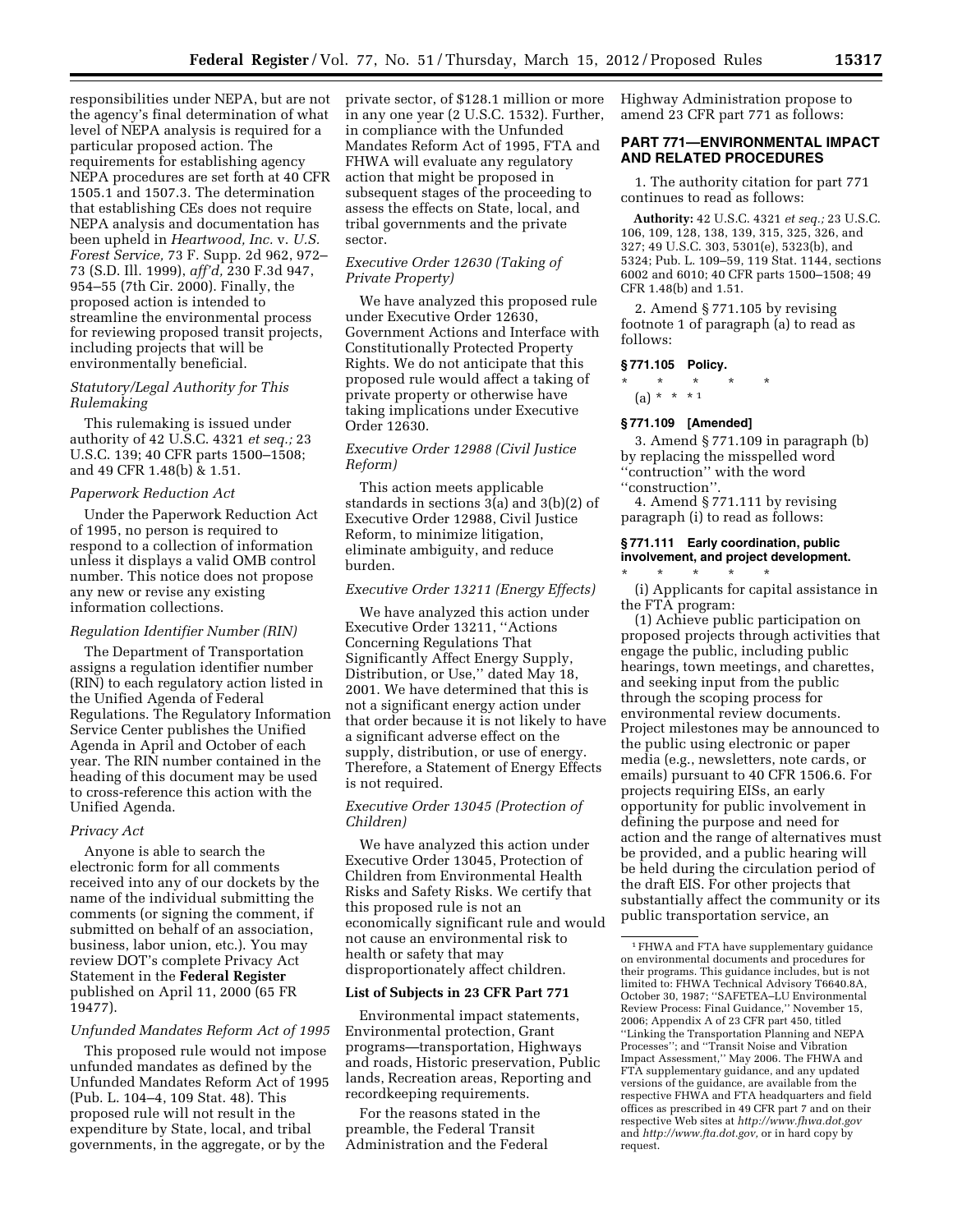responsibilities under NEPA, but are not the agency's final determination of what level of NEPA analysis is required for a particular proposed action. The requirements for establishing agency NEPA procedures are set forth at 40 CFR 1505.1 and 1507.3. The determination that establishing CEs does not require NEPA analysis and documentation has been upheld in *Heartwood, Inc.* v. *U.S. Forest Service,* 73 F. Supp. 2d 962, 972–73 (S.D. Ill. 1999), *aff'd,* 230 F.3d 947, 954–55 (7th Cir. 2000). Finally, the proposed action is intended to streamline the environmental process for reviewing proposed transit projects, including projects that will be environmentally beneficial.

*Statutory/Legal Authority for This Rulemaking*

This rulemaking is issued under authority of 42 U.S.C. 4321 *et seq.;* 23 U.S.C. 139; 40 CFR parts 1500–1508; and 49 CFR 1.48(b) & 1.51.

*Paperwork Reduction Act*

Under the Paperwork Reduction Act of 1995, no person is required to respond to a collection of information unless it displays a valid OMB control number. This notice does not propose any new or revise any existing information collections.

*Regulation Identifier Number (RIN)*

The Department of Transportation assigns a regulation identifier number (RIN) to each regulatory action listed in the Unified Agenda of Federal Regulations. The Regulatory Information Service Center publishes the Unified Agenda in April and October of each year. The RIN number contained in the heading of this document may be used to cross-reference this action with the Unified Agenda.

*Privacy Act*

Anyone is able to search the electronic form for all comments received into any of our dockets by the name of the individual submitting the comments (or signing the comment, if submitted on behalf of an association, business, labor union, etc.). You may review DOT's complete Privacy Act Statement in the **Federal Register** published on April 11, 2000 (65 FR 19477).

*Unfunded Mandates Reform Act of 1995*

This proposed rule would not impose unfunded mandates as defined by the Unfunded Mandates Reform Act of 1995 (Pub. L. 104–4, 109 Stat. 48). This proposed rule will not result in the expenditure by State, local, and tribal governments, in the aggregate, or by the private sector, of $128.1 million or more in any one year (2 U.S.C. 1532). Further, in compliance with the Unfunded Mandates Reform Act of 1995, FTA and FHWA will evaluate any regulatory action that might be proposed in subsequent stages of the proceeding to assess the effects on State, local, and tribal governments and the private sector.

*Executive Order 12630 (Taking of Private Property)*

We have analyzed this proposed rule under Executive Order 12630, Government Actions and Interface with Constitutionally Protected Property Rights. We do not anticipate that this proposed rule would affect a taking of private property or otherwise have taking implications under Executive Order 12630.

*Executive Order 12988 (Civil Justice Reform)*

This action meets applicable standards in sections 3(a) and 3(b)(2) of Executive Order 12988, Civil Justice Reform, to minimize litigation, eliminate ambiguity, and reduce burden.

*Executive Order 13211 (Energy Effects)*

We have analyzed this action under Executive Order 13211, ''Actions Concerning Regulations That Significantly Affect Energy Supply, Distribution, or Use,'' dated May 18, 2001. We have determined that this is not a significant energy action under that order because it is not likely to have a significant adverse effect on the supply, distribution, or use of energy. Therefore, a Statement of Energy Effects is not required.

*Executive Order 13045 (Protection of Children)*

We have analyzed this action under Executive Order 13045, Protection of Children from Environmental Health Risks and Safety Risks. We certify that this proposed rule is not an economically significant rule and would not cause an environmental risk to health or safety that may disproportionately affect children.

**List of Subjects in 23 CFR Part 771**

Environmental impact statements, Environmental protection, Grant programs—transportation, Highways and roads, Historic preservation, Public lands, Recreation areas, Reporting and recordkeeping requirements.

For the reasons stated in the preamble, the Federal Transit Administration and the Federal Highway Administration propose to amend 23 CFR part 771 as follows:

**PART 771—ENVIRONMENTAL IMPACT AND RELATED PROCEDURES**

1. The authority citation for part 771 continues to read as follows:

**Authority:** 42 U.S.C. 4321 *et seq.;* 23 U.S.C. 106, 109, 128, 138, 139, 315, 325, 326, and 327; 49 U.S.C. 303, 5301(e), 5323(b), and 5324; Pub. L. 109–59, 119 Stat. 1144, sections 6002 and 6010; 40 CFR parts 1500–1508; 49 CFR 1.48(b) and 1.51.

2. Amend § 771.105 by revising footnote 1 of paragraph (a) to read as follows:

**§ 771.105 Policy.**

\* \* \* \* \*

(a) \* \* \* [1]

**§ 771.109 [Amended]**

3. Amend § 771.109 in paragraph (b) by replacing the misspelled word ''contruction'' with the word ''construction''.

4. Amend § 771.111 by revising paragraph (i) to read as follows:

**§ 771.111 Early coordination, public involvement, and project development.**

\* \* \* \* \*

(i) Applicants for capital assistance in the FTA program:

(1) Achieve public participation on proposed projects through activities that engage the public, including public hearings, town meetings, and charettes, and seeking input from the public through the scoping process for environmental review documents. Project milestones may be announced to the public using electronic or paper media (e.g., newsletters, note cards, or emails) pursuant to 40 CFR 1506.6. For projects requiring EISs, an early opportunity for public involvement in defining the purpose and need for action and the range of alternatives must be provided, and a public hearing will be held during the circulation period of the draft EIS. For other projects that substantially affect the community or its public transportation service, an

[1] FHWA and FTA have supplementary guidance on environmental documents and procedures for their programs. This guidance includes, but is not limited to: FHWA Technical Advisory T6640.8A, October 30, 1987; ''SAFETEA–LU Environmental Review Process: Final Guidance,'' November 15, 2006; Appendix A of 23 CFR part 450, titled ''Linking the Transportation Planning and NEPA Processes''; and ''Transit Noise and Vibration Impact Assessment,'' May 2006. The FHWA and FTA supplementary guidance, and any updated versions of the guidance, are available from the respective FHWA and FTA headquarters and field offices as prescribed in 49 CFR part 7 and on their respective Web sites at *http://www.fhwa.dot.gov* and *http://www.fta.dot.gov,* or in hard copy by request.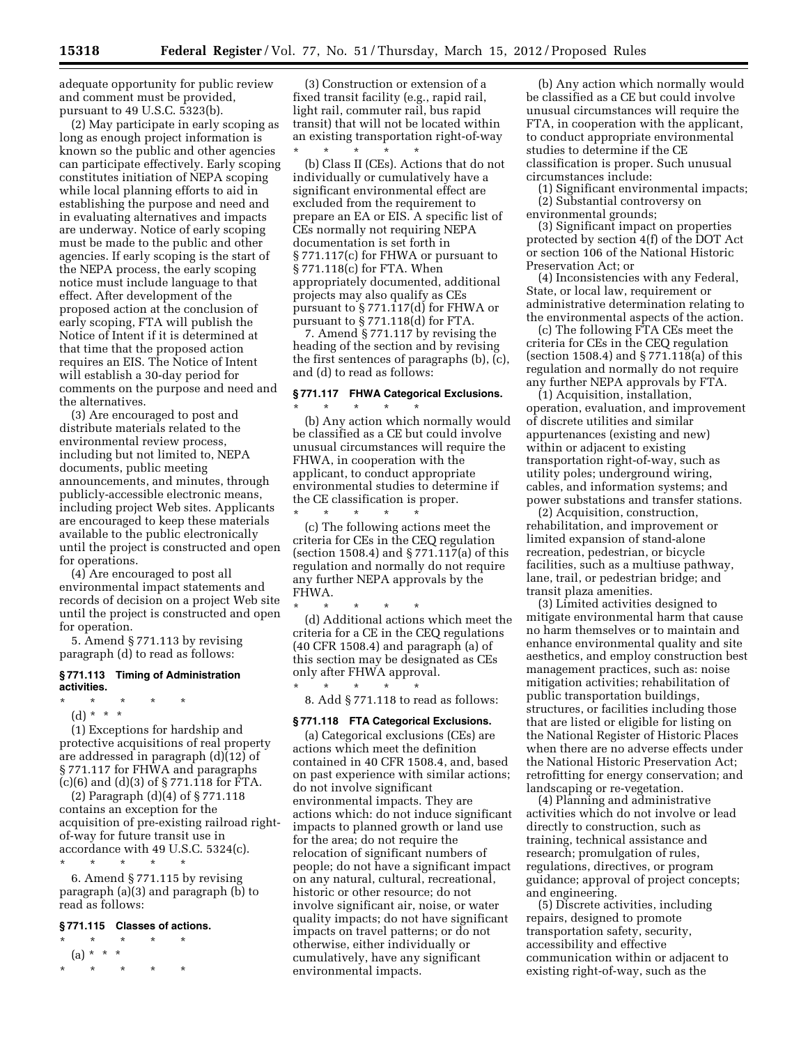adequate opportunity for public review and comment must be provided, pursuant to 49 U.S.C. 5323(b).

(2) May participate in early scoping as long as enough project information is known so the public and other agencies can participate effectively. Early scoping constitutes initiation of NEPA scoping while local planning efforts to aid in establishing the purpose and need and in evaluating alternatives and impacts are underway. Notice of early scoping must be made to the public and other agencies. If early scoping is the start of the NEPA process, the early scoping notice must include language to that effect. After development of the proposed action at the conclusion of early scoping, FTA will publish the Notice of Intent if it is determined at that time that the proposed action requires an EIS. The Notice of Intent will establish a 30-day period for comments on the purpose and need and the alternatives.

(3) Are encouraged to post and distribute materials related to the environmental review process, including but not limited to, NEPA documents, public meeting announcements, and minutes, through publicly-accessible electronic means, including project Web sites. Applicants are encouraged to keep these materials available to the public electronically until the project is constructed and open for operations.

(4) Are encouraged to post all environmental impact statements and records of decision on a project Web site until the project is constructed and open for operation.

5. Amend § 771.113 by revising paragraph (d) to read as follows:

### § 771.113 Timing of Administration activities.

\* \* \* \* \*

(d) \* \* \*

(1) Exceptions for hardship and protective acquisitions of real property are addressed in paragraph (d)(12) of § 771.117 for FHWA and paragraphs (c)(6) and (d)(3) of § 771.118 for FTA.

(2) Paragraph (d)(4) of § 771.118 contains an exception for the acquisition of pre-existing railroad right-of-way for future transit use in accordance with 49 U.S.C. 5324(c).

\* \* \* \* \*

6. Amend § 771.115 by revising paragraph (a)(3) and paragraph (b) to read as follows:

### § 771.115 Classes of actions.

\* \* \* \* \*

(a) \* \* \*

\* \* \* \* \*

(3) Construction or extension of a fixed transit facility (e.g., rapid rail, light rail, commuter rail, bus rapid transit) that will not be located within an existing transportation right-of-way

\* \* \* \* \*

(b) Class II (CEs). Actions that do not individually or cumulatively have a significant environmental effect are excluded from the requirement to prepare an EA or EIS. A specific list of CEs normally not requiring NEPA documentation is set forth in § 771.117(c) for FHWA or pursuant to § 771.118(c) for FTA. When appropriately documented, additional projects may also qualify as CEs pursuant to § 771.117(d) for FHWA or pursuant to § 771.118(d) for FTA.

7. Amend § 771.117 by revising the heading of the section and by revising the first sentences of paragraphs (b), (c), and (d) to read as follows:

### § 771.117 FHWA Categorical Exclusions.

\* \* \* \* \*

(b) Any action which normally would be classified as a CE but could involve unusual circumstances will require the FHWA, in cooperation with the applicant, to conduct appropriate environmental studies to determine if the CE classification is proper.

\* \* \* \* \*

(c) The following actions meet the criteria for CEs in the CEQ regulation (section 1508.4) and § 771.117(a) of this regulation and normally do not require any further NEPA approvals by the FHWA.

\* \* \* \* \*

(d) Additional actions which meet the criteria for a CE in the CEQ regulations (40 CFR 1508.4) and paragraph (a) of this section may be designated as CEs only after FHWA approval.

\* \* \* \* \*

8. Add § 771.118 to read as follows:

### § 771.118 FTA Categorical Exclusions.

(a) Categorical exclusions (CEs) are actions which meet the definition contained in 40 CFR 1508.4, and, based on past experience with similar actions; do not involve significant environmental impacts. They are actions which: do not induce significant impacts to planned growth or land use for the area; do not require the relocation of significant numbers of people; do not have a significant impact on any natural, cultural, recreational, historic or other resource; do not involve significant air, noise, or water quality impacts; do not have significant impacts on travel patterns; or do not otherwise, either individually or cumulatively, have any significant environmental impacts.

(b) Any action which normally would be classified as a CE but could involve unusual circumstances will require the FTA, in cooperation with the applicant, to conduct appropriate environmental studies to determine if the CE classification is proper. Such unusual circumstances include:

(1) Significant environmental impacts;

(2) Substantial controversy on environmental grounds;

(3) Significant impact on properties protected by section 4(f) of the DOT Act or section 106 of the National Historic Preservation Act; or

(4) Inconsistencies with any Federal, State, or local law, requirement or administrative determination relating to the environmental aspects of the action.

(c) The following FTA CEs meet the criteria for CEs in the CEQ regulation (section 1508.4) and § 771.118(a) of this regulation and normally do not require any further NEPA approvals by FTA.

(1) Acquisition, installation, operation, evaluation, and improvement of discrete utilities and similar appurtenances (existing and new) within or adjacent to existing transportation right-of-way, such as utility poles; underground wiring, cables, and information systems; and power substations and transfer stations.

(2) Acquisition, construction, rehabilitation, and improvement or limited expansion of stand-alone recreation, pedestrian, or bicycle facilities, such as a multiuse pathway, lane, trail, or pedestrian bridge; and transit plaza amenities.

(3) Limited activities designed to mitigate environmental harm that cause no harm themselves or to maintain and enhance environmental quality and site aesthetics, and employ construction best management practices, such as: noise mitigation activities; rehabilitation of public transportation buildings, structures, or facilities including those that are listed or eligible for listing on the National Register of Historic Places when there are no adverse effects under the National Historic Preservation Act; retrofitting for energy conservation; and landscaping or re-vegetation.

(4) Planning and administrative activities which do not involve or lead directly to construction, such as training, technical assistance and research; promulgation of rules, regulations, directives, or program guidance; approval of project concepts; and engineering.

(5) Discrete activities, including repairs, designed to promote transportation safety, security, accessibility and effective communication within or adjacent to existing right-of-way, such as the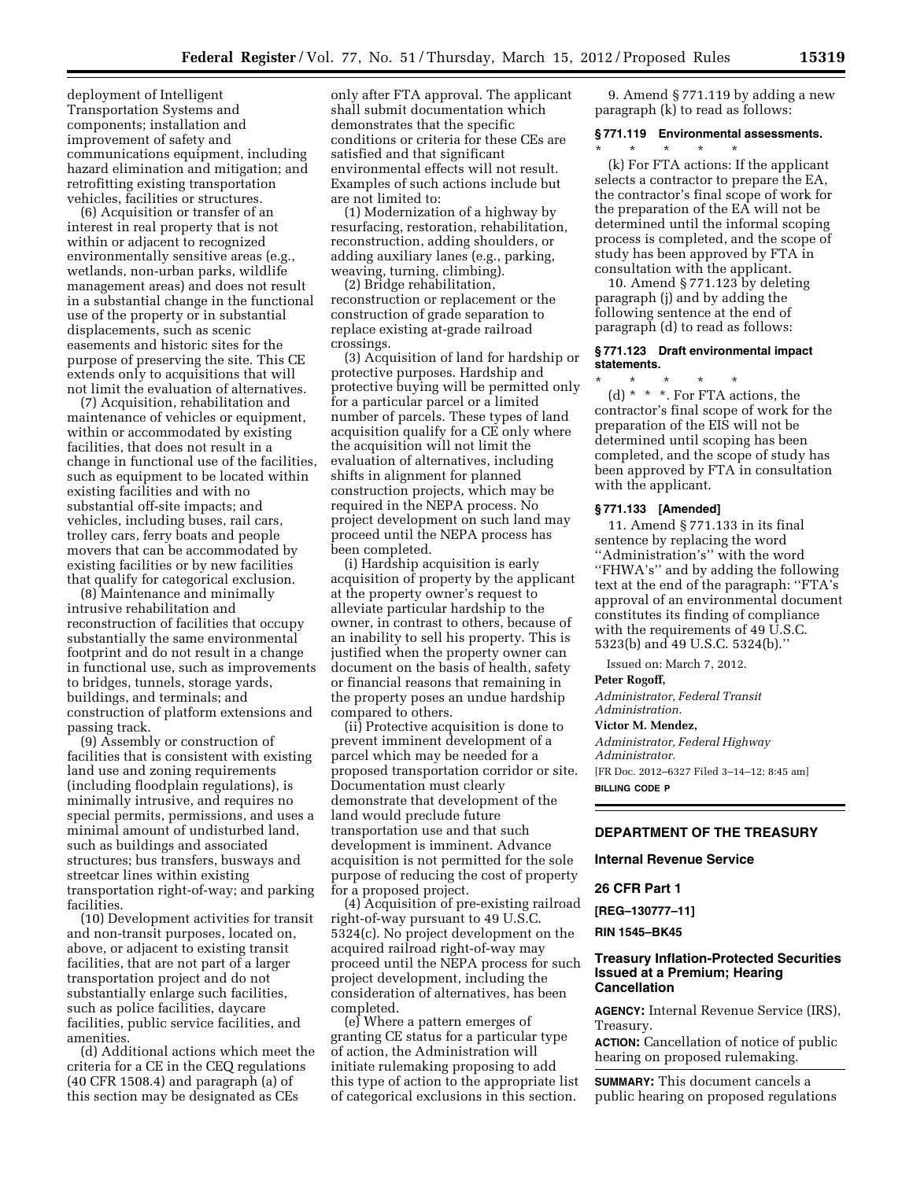deployment of Intelligent Transportation Systems and components; installation and improvement of safety and communications equipment, including hazard elimination and mitigation; and retrofitting existing transportation vehicles, facilities or structures.

(6) Acquisition or transfer of an interest in real property that is not within or adjacent to recognized environmentally sensitive areas (e.g., wetlands, non-urban parks, wildlife management areas) and does not result in a substantial change in the functional use of the property or in substantial displacements, such as scenic easements and historic sites for the purpose of preserving the site. This CE extends only to acquisitions that will not limit the evaluation of alternatives.

(7) Acquisition, rehabilitation and maintenance of vehicles or equipment, within or accommodated by existing facilities, that does not result in a change in functional use of the facilities, such as equipment to be located within existing facilities and with no substantial off-site impacts; and vehicles, including buses, rail cars, trolley cars, ferry boats and people movers that can be accommodated by existing facilities or by new facilities that qualify for categorical exclusion.

(8) Maintenance and minimally intrusive rehabilitation and reconstruction of facilities that occupy substantially the same environmental footprint and do not result in a change in functional use, such as improvements to bridges, tunnels, storage yards, buildings, and terminals; and construction of platform extensions and passing track.

(9) Assembly or construction of facilities that is consistent with existing land use and zoning requirements (including floodplain regulations), is minimally intrusive, and requires no special permits, permissions, and uses a minimal amount of undisturbed land, such as buildings and associated structures; bus transfers, busways and streetcar lines within existing transportation right-of-way; and parking facilities.

(10) Development activities for transit and non-transit purposes, located on, above, or adjacent to existing transit facilities, that are not part of a larger transportation project and do not substantially enlarge such facilities, such as police facilities, daycare facilities, public service facilities, and amenities.

(d) Additional actions which meet the criteria for a CE in the CEQ regulations (40 CFR 1508.4) and paragraph (a) of this section may be designated as CEs only after FTA approval. The applicant shall submit documentation which demonstrates that the specific conditions or criteria for these CEs are satisfied and that significant environmental effects will not result. Examples of such actions include but are not limited to:

(1) Modernization of a highway by resurfacing, restoration, rehabilitation, reconstruction, adding shoulders, or adding auxiliary lanes (e.g., parking, weaving, turning, climbing).

(2) Bridge rehabilitation, reconstruction or replacement or the construction of grade separation to replace existing at-grade railroad crossings.

(3) Acquisition of land for hardship or protective purposes. Hardship and protective buying will be permitted only for a particular parcel or a limited number of parcels. These types of land acquisition qualify for a CE only where the acquisition will not limit the evaluation of alternatives, including shifts in alignment for planned construction projects, which may be required in the NEPA process. No project development on such land may proceed until the NEPA process has been completed.

(i) Hardship acquisition is early acquisition of property by the applicant at the property owner's request to alleviate particular hardship to the owner, in contrast to others, because of an inability to sell his property. This is justified when the property owner can document on the basis of health, safety or financial reasons that remaining in the property poses an undue hardship compared to others.

(ii) Protective acquisition is done to prevent imminent development of a parcel which may be needed for a proposed transportation corridor or site. Documentation must clearly demonstrate that development of the land would preclude future transportation use and that such development is imminent. Advance acquisition is not permitted for the sole purpose of reducing the cost of property for a proposed project.

(4) Acquisition of pre-existing railroad right-of-way pursuant to 49 U.S.C. 5324(c). No project development on the acquired railroad right-of-way may proceed until the NEPA process for such project development, including the consideration of alternatives, has been completed.

(e) Where a pattern emerges of granting CE status for a particular type of action, the Administration will initiate rulemaking proposing to add this type of action to the appropriate list of categorical exclusions in this section.

9. Amend § 771.119 by adding a new paragraph (k) to read as follows:

### § 771.119 Environmental assessments.

\* \* \* \* \*

(k) For FTA actions: If the applicant selects a contractor to prepare the EA, the contractor's final scope of work for the preparation of the EA will not be determined until the informal scoping process is completed, and the scope of study has been approved by FTA in consultation with the applicant.

10. Amend § 771.123 by deleting paragraph (j) and by adding the following sentence at the end of paragraph (d) to read as follows:

### § 771.123 Draft environmental impact statements.

\* \* \* \* \*

(d) \* \* \*. For FTA actions, the contractor's final scope of work for the preparation of the EIS will not be determined until scoping has been completed, and the scope of study has been approved by FTA in consultation with the applicant.

### § 771.133 [Amended]

11. Amend § 771.133 in its final sentence by replacing the word ''Administration's'' with the word ''FHWA's'' and by adding the following text at the end of the paragraph: ''FTA's approval of an environmental document constitutes its finding of compliance with the requirements of 49 U.S.C. 5323(b) and 49 U.S.C. 5324(b).''

Issued on: March 7, 2012.

**Peter Rogoff,**

*Administrator, Federal Transit Administration.*

**Victor M. Mendez,**

*Administrator, Federal Highway Administrator.*

[FR Doc. 2012–6327 Filed 3–14–12; 8:45 am]

**BILLING CODE P**

## DEPARTMENT OF THE TREASURY

## Internal Revenue Service

## 26 CFR Part 1

**[REG–130777–11]**

**RIN 1545–BK45**

## Treasury Inflation-Protected Securities Issued at a Premium; Hearing Cancellation

**AGENCY:** Internal Revenue Service (IRS), Treasury.

**ACTION:** Cancellation of notice of public hearing on proposed rulemaking.

**SUMMARY:** This document cancels a public hearing on proposed regulations